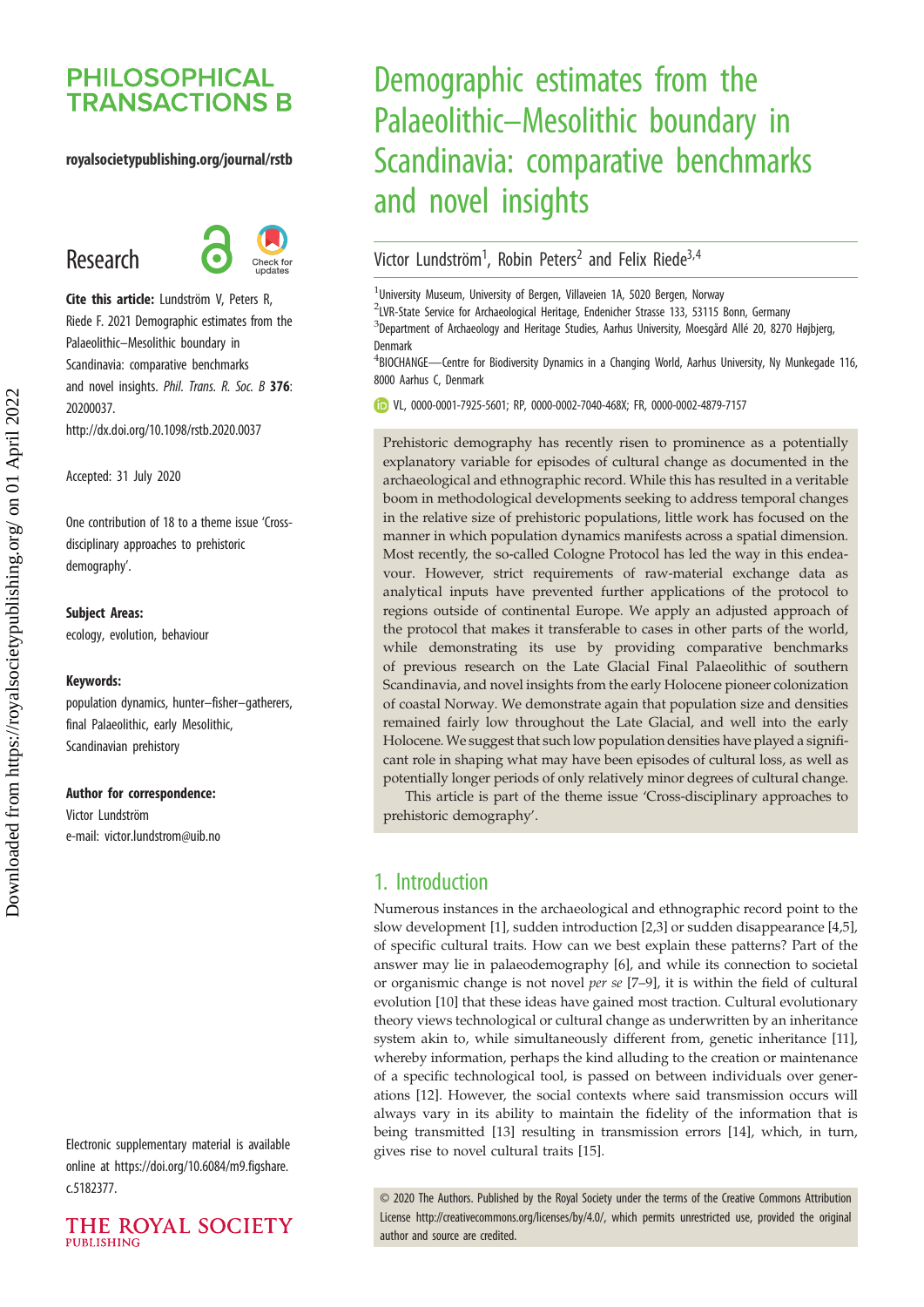# Demographic estimates from the Palaeolithic–Mesolithic boundary in Scandinavia: comparative benchmarks and novel insights

Victor Lundström[1], Robin Peters[2] and Felix Riede[3,4]

[1]University Museum, University of Bergen, Villaveien 1A, 5020 Bergen, Norway
[2]LVR-State Service for Archaeological Heritage, Endenicher Strasse 133, 53115 Bonn, Germany
[3]Department of Archaeology and Heritage Studies, Aarhus University, Moesgård Allé 20, 8270 Højbjerg, Denmark
[4]BIOCHANGE—Centre for Biodiversity Dynamics in a Changing World, Aarhus University, Ny Munkegade 116, 8000 Aarhus C, Denmark

VL, 0000-0001-7925-5601; RP, 0000-0002-7040-468X; FR, 0000-0002-4879-7157

**Research**

**Cite this article:** Lundström V, Peters R, Riede F. 2021 Demographic estimates from the Palaeolithic–Mesolithic boundary in Scandinavia: comparative benchmarks and novel insights. *Phil. Trans. R. Soc. B* **376**: 20200037.
http://dx.doi.org/10.1098/rstb.2020.0037

Accepted: 31 July 2020

One contribution of 18 to a theme issue 'Cross-disciplinary approaches to prehistoric demography'.

**Subject Areas:**
ecology, evolution, behaviour

**Keywords:**
population dynamics, hunter–fisher–gatherers, final Palaeolithic, early Mesolithic, Scandinavian prehistory

**Author for correspondence:**
Victor Lundström
e-mail: victor.lundstrom@uib.no

Electronic supplementary material is available online at https://doi.org/10.6084/m9.figshare.c.5182377.

Prehistoric demography has recently risen to prominence as a potentially explanatory variable for episodes of cultural change as documented in the archaeological and ethnographic record. While this has resulted in a veritable boom in methodological developments seeking to address temporal changes in the relative size of prehistoric populations, little work has focused on the manner in which population dynamics manifests across a spatial dimension. Most recently, the so-called Cologne Protocol has led the way in this endeavour. However, strict requirements of raw-material exchange data as analytical inputs have prevented further applications of the protocol to regions outside of continental Europe. We apply an adjusted approach of the protocol that makes it transferable to cases in other parts of the world, while demonstrating its use by providing comparative benchmarks of previous research on the Late Glacial Final Palaeolithic of southern Scandinavia, and novel insights from the early Holocene pioneer colonization of coastal Norway. We demonstrate again that population size and densities remained fairly low throughout the Late Glacial, and well into the early Holocene. We suggest that such low population densities have played a significant role in shaping what may have been episodes of cultural loss, as well as potentially longer periods of only relatively minor degrees of cultural change.

This article is part of the theme issue 'Cross-disciplinary approaches to prehistoric demography'.

## 1. Introduction

Numerous instances in the archaeological and ethnographic record point to the slow development [1], sudden introduction [2,3] or sudden disappearance [4,5], of specific cultural traits. How can we best explain these patterns? Part of the answer may lie in palaeodemography [6], and while its connection to societal or organismic change is not novel *per se* [7–9], it is within the field of cultural evolution [10] that these ideas have gained most traction. Cultural evolutionary theory views technological or cultural change as underwritten by an inheritance system akin to, while simultaneously different from, genetic inheritance [11], whereby information, perhaps the kind alluding to the creation or maintenance of a specific technological tool, is passed on between individuals over generations [12]. However, the social contexts where said transmission occurs will always vary in its ability to maintain the fidelity of the information that is being transmitted [13] resulting in transmission errors [14], which, in turn, gives rise to novel cultural traits [15].

© 2020 The Authors. Published by the Royal Society under the terms of the Creative Commons Attribution License http://creativecommons.org/licenses/by/4.0/, which permits unrestricted use, provided the original author and source are credited.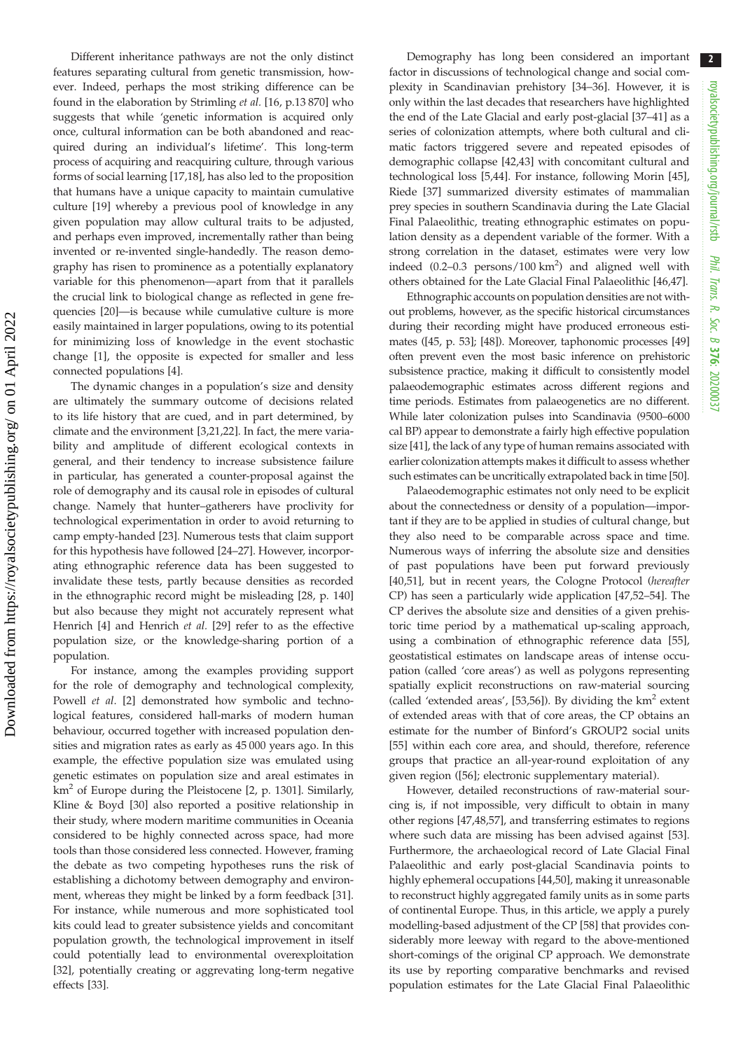Different inheritance pathways are not the only distinct features separating cultural from genetic transmission, however. Indeed, perhaps the most striking difference can be found in the elaboration by Strimling *et al.* [16, p.13 870] who suggests that while 'genetic information is acquired only once, cultural information can be both abandoned and reacquired during an individual's lifetime'. This long-term process of acquiring and reacquiring culture, through various forms of social learning [17,18], has also led to the proposition that humans have a unique capacity to maintain cumulative culture [19] whereby a previous pool of knowledge in any given population may allow cultural traits to be adjusted, and perhaps even improved, incrementally rather than being invented or re-invented single-handedly. The reason demography has risen to prominence as a potentially explanatory variable for this phenomenon—apart from that it parallels the crucial link to biological change as reflected in gene frequencies [20]—is because while cumulative culture is more easily maintained in larger populations, owing to its potential for minimizing loss of knowledge in the event stochastic change [1], the opposite is expected for smaller and less connected populations [4].

The dynamic changes in a population's size and density are ultimately the summary outcome of decisions related to its life history that are cued, and in part determined, by climate and the environment [3,21,22]. In fact, the mere variability and amplitude of different ecological contexts in general, and their tendency to increase subsistence failure in particular, has generated a counter-proposal against the role of demography and its causal role in episodes of cultural change. Namely that hunter–gatherers have proclivity for technological experimentation in order to avoid returning to camp empty-handed [23]. Numerous tests that claim support for this hypothesis have followed [24–27]. However, incorporating ethnographic reference data has been suggested to invalidate these tests, partly because densities as recorded in the ethnographic record might be misleading [28, p. 140] but also because they might not accurately represent what Henrich [4] and Henrich *et al.* [29] refer to as the effective population size, or the knowledge-sharing portion of a population.

For instance, among the examples providing support for the role of demography and technological complexity, Powell *et al.* [2] demonstrated how symbolic and technological features, considered hall-marks of modern human behaviour, occurred together with increased population densities and migration rates as early as 45 000 years ago. In this example, the effective population size was emulated using genetic estimates on population size and areal estimates in km$^2$ of Europe during the Pleistocene [2, p. 1301]. Similarly, Kline & Boyd [30] also reported a positive relationship in their study, where modern maritime communities in Oceania considered to be highly connected across space, had more tools than those considered less connected. However, framing the debate as two competing hypotheses runs the risk of establishing a dichotomy between demography and environment, whereas they might be linked by a form feedback [31]. For instance, while numerous and more sophisticated tool kits could lead to greater subsistence yields and concomitant population growth, the technological improvement in itself could potentially lead to environmental overexploitation [32], potentially creating or aggrevating long-term negative effects [33].

Demography has long been considered an important factor in discussions of technological change and social complexity in Scandinavian prehistory [34–36]. However, it is only within the last decades that researchers have highlighted the end of the Late Glacial and early post-glacial [37–41] as a series of colonization attempts, where both cultural and climatic factors triggered severe and repeated episodes of demographic collapse [42,43] with concomitant cultural and technological loss [5,44]. For instance, following Morin [45], Riede [37] summarized diversity estimates of mammalian prey species in southern Scandinavia during the Late Glacial Final Palaeolithic, treating ethnographic estimates on population density as a dependent variable of the former. With a strong correlation in the dataset, estimates were very low indeed (0.2–0.3 persons/100 km$^2$) and aligned well with others obtained for the Late Glacial Final Palaeolithic [46,47].

Ethnographic accounts on population densities are not without problems, however, as the specific historical circumstances during their recording might have produced erroneous estimates ([45, p. 53]; [48]). Moreover, taphonomic processes [49] often prevent even the most basic inference on prehistoric subsistence practice, making it difficult to consistently model palaeodemographic estimates across different regions and time periods. Estimates from palaeogenetics are no different. While later colonization pulses into Scandinavia (9500–6000 cal BP) appear to demonstrate a fairly high effective population size [41], the lack of any type of human remains associated with earlier colonization attempts makes it difficult to assess whether such estimates can be uncritically extrapolated back in time [50].

Palaeodemographic estimates not only need to be explicit about the connectedness or density of a population—important if they are to be applied in studies of cultural change, but they also need to be comparable across space and time. Numerous ways of inferring the absolute size and densities of past populations have been put forward previously [40,51], but in recent years, the Cologne Protocol (*hereafter* CP) has seen a particularly wide application [47,52–54]. The CP derives the absolute size and densities of a given prehistoric time period by a mathematical up-scaling approach, using a combination of ethnographic reference data [55], geostatistical estimates on landscape areas of intense occupation (called 'core areas') as well as polygons representing spatially explicit reconstructions on raw-material sourcing (called 'extended areas', [53,56]). By dividing the km$^2$ extent of extended areas with that of core areas, the CP obtains an estimate for the number of Binford's GROUP2 social units [55] within each core area, and should, therefore, reference groups that practice an all-year-round exploitation of any given region ([56]; electronic supplementary material).

However, detailed reconstructions of raw-material sourcing is, if not impossible, very difficult to obtain in many other regions [47,48,57], and transferring estimates to regions where such data are missing has been advised against [53]. Furthermore, the archaeological record of Late Glacial Final Palaeolithic and early post-glacial Scandinavia points to highly ephemeral occupations [44,50], making it unreasonable to reconstruct highly aggregated family units as in some parts of continental Europe. Thus, in this article, we apply a purely modelling-based adjustment of the CP [58] that provides considerably more leeway with regard to the above-mentioned short-comings of the original CP approach. We demonstrate its use by reporting comparative benchmarks and revised population estimates for the Late Glacial Final Palaeolithic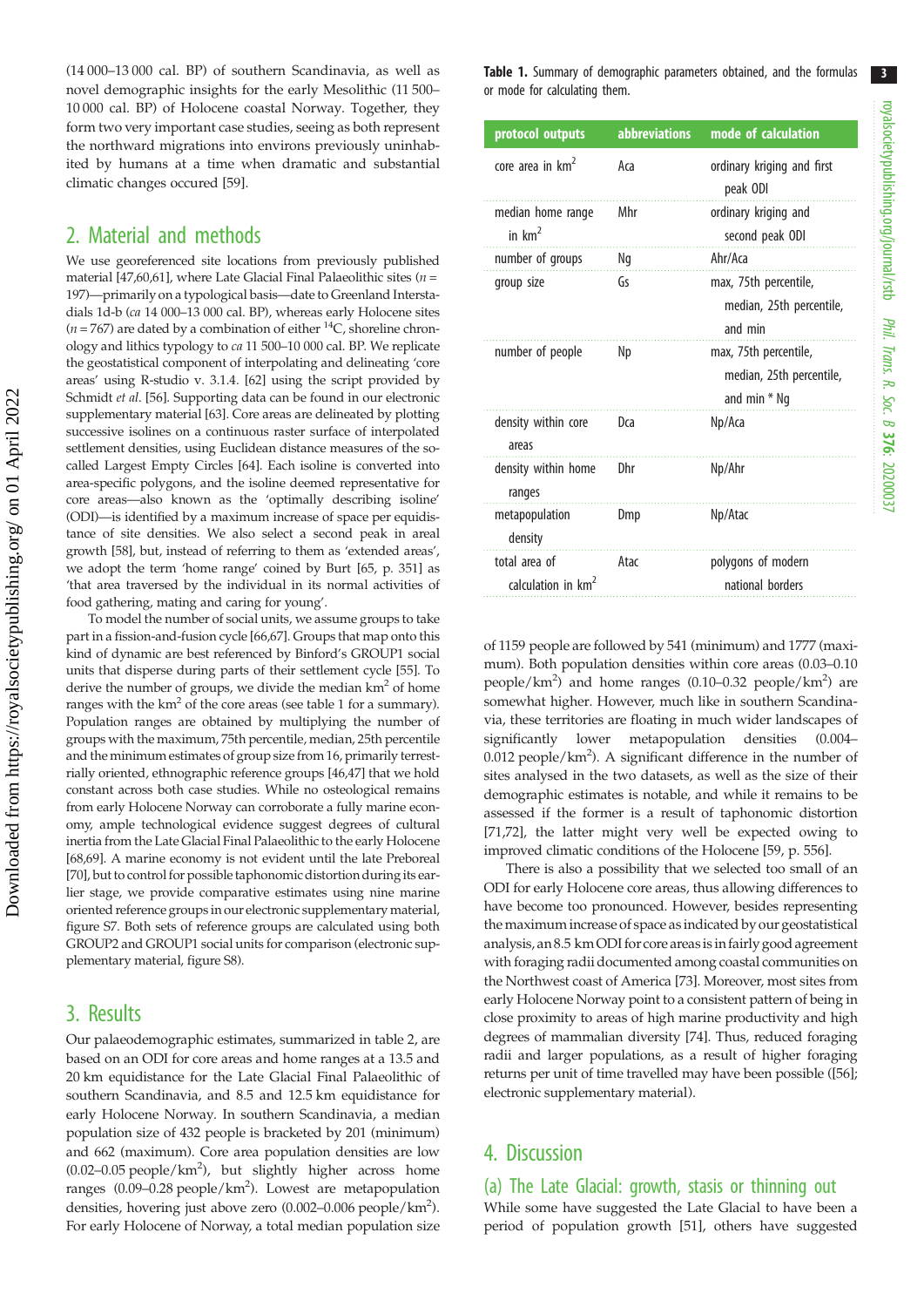(14 000–13 000 cal. BP) of southern Scandinavia, as well as novel demographic insights for the early Mesolithic (11 500–10 000 cal. BP) of Holocene coastal Norway. Together, they form two very important case studies, seeing as both represent the northward migrations into environs previously uninhabited by humans at a time when dramatic and substantial climatic changes occured [59].

## 2. Material and methods

We use georeferenced site locations from previously published material [47,60,61], where Late Glacial Final Palaeolithic sites ($n$ = 197)—primarily on a typological basis—date to Greenland Interstadials 1d-b (*ca* 14 000–13 000 cal. BP), whereas early Holocene sites ($n$ = 767) are dated by a combination of either $^{14}$C, shoreline chronology and lithics typology to *ca* 11 500–10 000 cal. BP. We replicate the geostatistical component of interpolating and delineating 'core areas' using R-studio v. 3.1.4. [62] using the script provided by Schmidt *et al*. [56]. Supporting data can be found in our electronic supplementary material [63]. Core areas are delineated by plotting successive isolines on a continuous raster surface of interpolated settlement densities, using Euclidean distance measures of the so-called Largest Empty Circles [64]. Each isoline is converted into area-specific polygons, and the isoline deemed representative for core areas—also known as the 'optimally describing isoline' (ODI)—is identified by a maximum increase of space per equidistance of site densities. We also select a second peak in areal growth [58], but, instead of referring to them as 'extended areas', we adopt the term 'home range' coined by Burt [65, p. 351] as 'that area traversed by the individual in its normal activities of food gathering, mating and caring for young'.

To model the number of social units, we assume groups to take part in a fission-and-fusion cycle [66,67]. Groups that map onto this kind of dynamic are best referenced by Binford's GROUP1 social units that disperse during parts of their settlement cycle [55]. To derive the number of groups, we divide the median km$^2$ of home ranges with the km$^2$ of the core areas (see table 1 for a summary). Population ranges are obtained by multiplying the number of groups with the maximum, 75th percentile, median, 25th percentile and the minimum estimates of group size from 16, primarily terrestrially oriented, ethnographic reference groups [46,47] that we hold constant across both case studies. While no osteological remains from early Holocene Norway can corroborate a fully marine economy, ample technological evidence suggest degrees of cultural inertia from the Late Glacial Final Palaeolithic to the early Holocene [68,69]. A marine economy is not evident until the late Preboreal [70], but to control for possible taphonomic distortion during its earlier stage, we provide comparative estimates using nine marine oriented reference groups in our electronic supplementary material, figure S7. Both sets of reference groups are calculated using both GROUP2 and GROUP1 social units for comparison (electronic supplementary material, figure S8).

## 3. Results

Our palaeodemographic estimates, summarized in table 2, are based on an ODI for core areas and home ranges at a 13.5 and 20 km equidistance for the Late Glacial Final Palaeolithic of southern Scandinavia, and 8.5 and 12.5 km equidistance for early Holocene Norway. In southern Scandinavia, a median population size of 432 people is bracketed by 201 (minimum) and 662 (maximum). Core area population densities are low (0.02–0.05 people/km$^2$), but slightly higher across home ranges (0.09–0.28 people/km$^2$). Lowest are metapopulation densities, hovering just above zero (0.002–0.006 people/km$^2$). For early Holocene of Norway, a total median population size of 1159 people are followed by 541 (minimum) and 1777 (maximum). Both population densities within core areas (0.03–0.10 people/km$^2$) and home ranges (0.10–0.32 people/km$^2$) are somewhat higher. However, much like in southern Scandinavia, these territories are floating in much wider landscapes of significantly lower metapopulation densities (0.004–0.012 people/km$^2$). A significant difference in the number of sites analysed in the two datasets, as well as the size of their demographic estimates is notable, and while it remains to be assessed if the former is a result of taphonomic distortion [71,72], the latter might very well be expected owing to improved climatic conditions of the Holocene [59, p. 556].

There is also a possibility that we selected too small of an ODI for early Holocene core areas, thus allowing differences to have become too pronounced. However, besides representing the maximum increase of space as indicated by our geostatistical analysis, an 8.5 km ODI for core areas is in fairly good agreement with foraging radii documented among coastal communities on the Northwest coast of America [73]. Moreover, most sites from early Holocene Norway point to a consistent pattern of being in close proximity to areas of high marine productivity and high degrees of mammalian diversity [74]. Thus, reduced foraging radii and larger populations, as a result of higher foraging returns per unit of time travelled may have been possible ([56]; electronic supplementary material).

**Table 1.** Summary of demographic parameters obtained, and the formulas or mode for calculating them.

| protocol outputs | abbreviations | mode of calculation |
|---|---|---|
| core area in km$^2$ | Aca | ordinary kriging and first peak ODI |
| median home range in km$^2$ | Mhr | ordinary kriging and second peak ODI |
| number of groups | Ng | Ahr/Aca |
| group size | Gs | max, 75th percentile, median, 25th percentile, and min |
| number of people | Np | max, 75th percentile, median, 25th percentile, and min * Ng |
| density within core areas | Dca | Np/Aca |
| density within home ranges | Dhr | Np/Ahr |
| metapopulation density | Dmp | Np/Atac |
| total area of calculation in km$^2$ | Atac | polygons of modern national borders |

## 4. Discussion

### (a) The Late Glacial: growth, stasis or thinning out

While some have suggested the Late Glacial to have been a period of population growth [51], others have suggested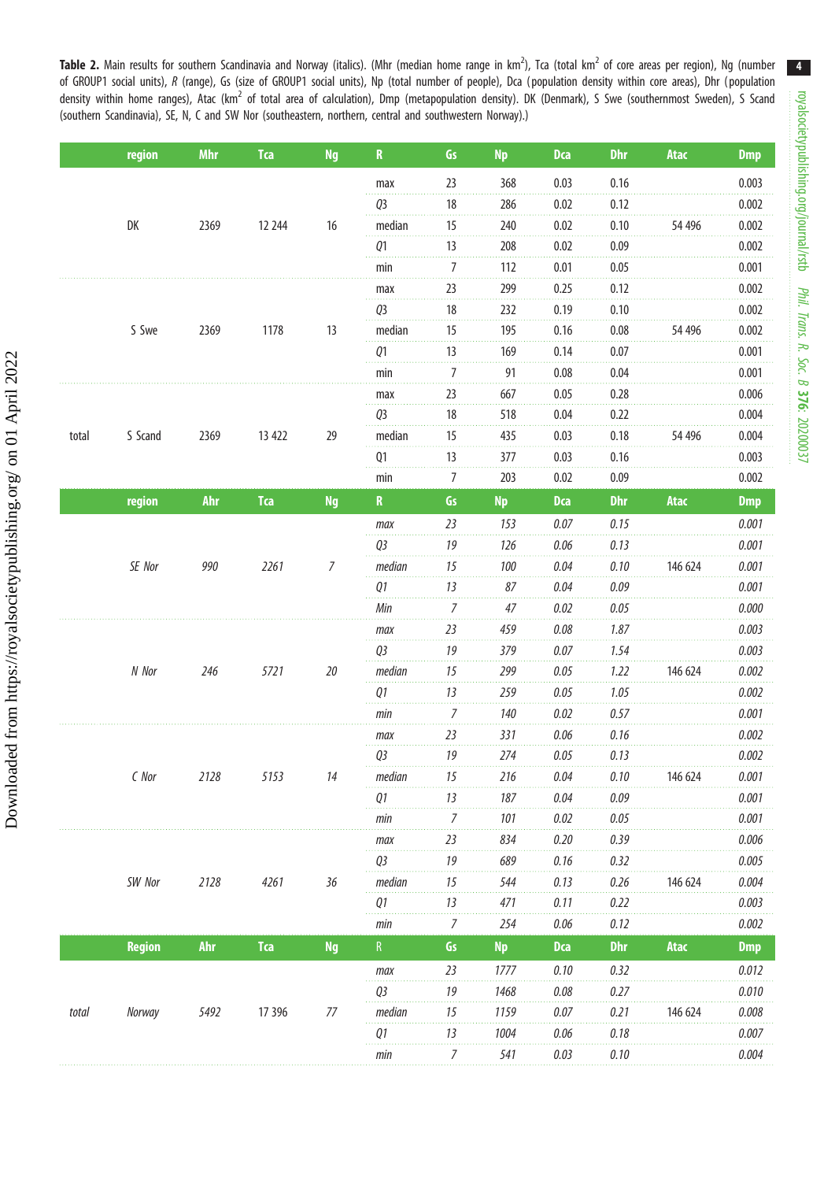**Table 2.** Main results for southern Scandinavia and Norway (italics). (Mhr (median home range in km$^2$), Tca (total km$^2$ of core areas per region), Ng (number of GROUP1 social units), *R* (range), Gs (size of GROUP1 social units), Np (total number of people), Dca (population density within core areas), Dhr (population density within home ranges), Atac (km$^2$ of total area of calculation), Dmp (metapopulation density). DK (Denmark), S Swe (southernmost Sweden), S Scand (southern Scandinavia), SE, N, C and SW Nor (southeastern, northern, central and southwestern Norway).)

| | region | Mhr | Tca | Ng | R | Gs | Np | Dca | Dhr | Atac | Dmp |
|---|---|---|---|---|---|---|---|---|---|---|---|
| | | | | | max | 23 | 368 | 0.03 | 0.16 | | 0.003 |
| | | | | | Q3 | 18 | 286 | 0.02 | 0.12 | | 0.002 |
| | DK | 2369 | 12 244 | 16 | median | 15 | 240 | 0.02 | 0.10 | 54 496 | 0.002 |
| | | | | | Q1 | 13 | 208 | 0.02 | 0.09 | | 0.002 |
| | | | | | min | 7 | 112 | 0.01 | 0.05 | | 0.001 |
| | | | | | max | 23 | 299 | 0.25 | 0.12 | | 0.002 |
| | | | | | Q3 | 18 | 232 | 0.19 | 0.10 | | 0.002 |
| | S Swe | 2369 | 1178 | 13 | median | 15 | 195 | 0.16 | 0.08 | 54 496 | 0.002 |
| | | | | | Q1 | 13 | 169 | 0.14 | 0.07 | | 0.001 |
| | | | | | min | 7 | 91 | 0.08 | 0.04 | | 0.001 |
| | | | | | max | 23 | 667 | 0.05 | 0.28 | | 0.006 |
| | | | | | Q3 | 18 | 518 | 0.04 | 0.22 | | 0.004 |
| total | S Scand | 2369 | 13 422 | 29 | median | 15 | 435 | 0.03 | 0.18 | 54 496 | 0.004 |
| | | | | | Q1 | 13 | 377 | 0.03 | 0.16 | | 0.003 |
| | | | | | min | 7 | 203 | 0.02 | 0.09 | | 0.002 |
| | **region** | **Ahr** | **Tca** | **Ng** | **R** | **Gs** | **Np** | **Dca** | **Dhr** | **Atac** | **Dmp** |
| | | | | | *max* | *23* | *153* | *0.07* | *0.15* | | *0.001* |
| | | | | | *Q3* | *19* | *126* | *0.06* | *0.13* | | *0.001* |
| | *SE Nor* | *990* | *2261* | *7* | *median* | *15* | *100* | *0.04* | *0.10* | 146 624 | *0.001* |
| | | | | | *Q1* | *13* | *87* | *0.04* | *0.09* | | *0.001* |
| | | | | | *Min* | *7* | *47* | *0.02* | *0.05* | | *0.000* |
| | | | | | *max* | *23* | *459* | *0.08* | *1.87* | | *0.003* |
| | | | | | *Q3* | *19* | *379* | *0.07* | *1.54* | | *0.003* |
| | *N Nor* | *246* | *5721* | *20* | *median* | *15* | *299* | *0.05* | *1.22* | 146 624 | *0.002* |
| | | | | | *Q1* | *13* | *259* | *0.05* | *1.05* | | *0.002* |
| | | | | | *min* | *7* | *140* | *0.02* | *0.57* | | *0.001* |
| | | | | | *max* | *23* | *331* | *0.06* | *0.16* | | *0.002* |
| | | | | | *Q3* | *19* | *274* | *0.05* | *0.13* | | *0.002* |
| | *C Nor* | *2128* | *5153* | *14* | *median* | *15* | *216* | *0.04* | *0.10* | 146 624 | *0.001* |
| | | | | | *Q1* | *13* | *187* | *0.04* | *0.09* | | *0.001* |
| | | | | | *min* | *7* | *101* | *0.02* | *0.05* | | *0.001* |
| | | | | | *max* | *23* | *834* | *0.20* | *0.39* | | *0.006* |
| | | | | | *Q3* | *19* | *689* | *0.16* | *0.32* | | *0.005* |
| | *SW Nor* | *2128* | *4261* | *36* | *median* | *15* | *544* | *0.13* | *0.26* | 146 624 | *0.004* |
| | | | | | *Q1* | *13* | *471* | *0.11* | *0.22* | | *0.003* |
| | | | | | *min* | *7* | *254* | *0.06* | *0.12* | | *0.002* |
| | **Region** | **Ahr** | **Tca** | **Ng** | **R** | **Gs** | **Np** | **Dca** | **Dhr** | **Atac** | **Dmp** |
| | | | | | *max* | *23* | *1777* | *0.10* | *0.32* | | *0.012* |
| | | | | | *Q3* | *19* | *1468* | *0.08* | *0.27* | | *0.010* |
| *total* | *Norway* | *5492* | *17 396* | *77* | *median* | *15* | *1159* | *0.07* | *0.21* | 146 624 | *0.008* |
| | | | | | *Q1* | *13* | *1004* | *0.06* | *0.18* | | *0.007* |
| | | | | | *min* | *7* | *541* | *0.03* | *0.10* | | *0.004* |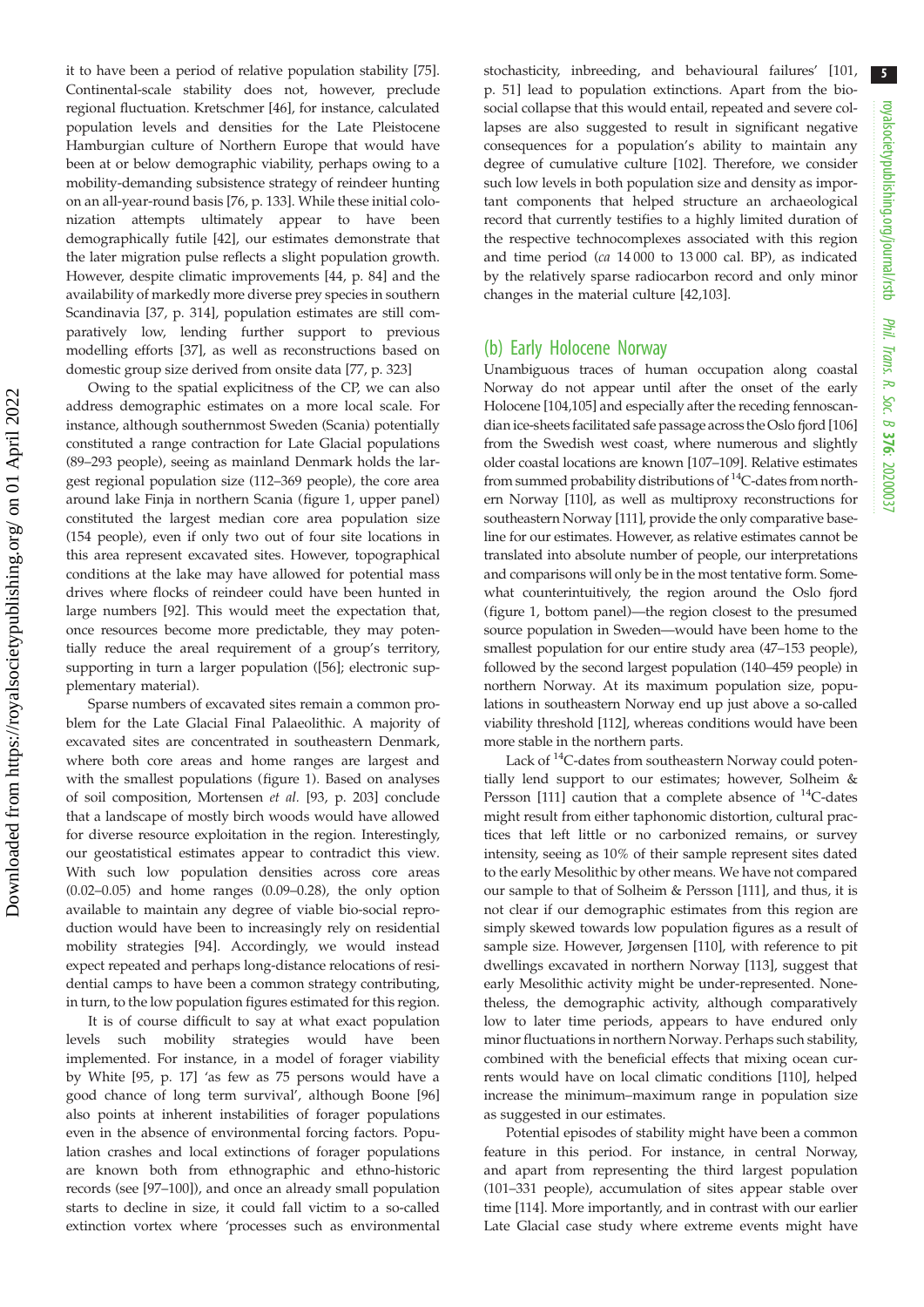it to have been a period of relative population stability [75]. Continental-scale stability does not, however, preclude regional fluctuation. Kretschmer [46], for instance, calculated population levels and densities for the Late Pleistocene Hamburgian culture of Northern Europe that would have been at or below demographic viability, perhaps owing to a mobility-demanding subsistence strategy of reindeer hunting on an all-year-round basis [76, p. 133]. While these initial colonization attempts ultimately appear to have been demographically futile [42], our estimates demonstrate that the later migration pulse reflects a slight population growth. However, despite climatic improvements [44, p. 84] and the availability of markedly more diverse prey species in southern Scandinavia [37, p. 314], population estimates are still comparatively low, lending further support to previous modelling efforts [37], as well as reconstructions based on domestic group size derived from onsite data [77, p. 323]

Owing to the spatial explicitness of the CP, we can also address demographic estimates on a more local scale. For instance, although southernmost Sweden (Scania) potentially constituted a range contraction for Late Glacial populations (89–293 people), seeing as mainland Denmark holds the largest regional population size (112–369 people), the core area around lake Finja in northern Scania (figure 1, upper panel) constituted the largest median core area population size (154 people), even if only two out of four site locations in this area represent excavated sites. However, topographical conditions at the lake may have allowed for potential mass drives where flocks of reindeer could have been hunted in large numbers [92]. This would meet the expectation that, once resources become more predictable, they may potentially reduce the areal requirement of a group's territory, supporting in turn a larger population ([56]; electronic supplementary material).

Sparse numbers of excavated sites remain a common problem for the Late Glacial Final Palaeolithic. A majority of excavated sites are concentrated in southeastern Denmark, where both core areas and home ranges are largest and with the smallest populations (figure 1). Based on analyses of soil composition, Mortensen *et al.* [93, p. 203] conclude that a landscape of mostly birch woods would have allowed for diverse resource exploitation in the region. Interestingly, our geostatistical estimates appear to contradict this view. With such low population densities across core areas (0.02–0.05) and home ranges (0.09–0.28), the only option available to maintain any degree of viable bio-social reproduction would have been to increasingly rely on residential mobility strategies [94]. Accordingly, we would instead expect repeated and perhaps long-distance relocations of residential camps to have been a common strategy contributing, in turn, to the low population figures estimated for this region.

It is of course difficult to say at what exact population levels such mobility strategies would have been implemented. For instance, in a model of forager viability by White [95, p. 17] 'as few as 75 persons would have a good chance of long term survival', although Boone [96] also points at inherent instabilities of forager populations even in the absence of environmental forcing factors. Population crashes and local extinctions of forager populations are known both from ethnographic and ethno-historic records (see [97–100]), and once an already small population starts to decline in size, it could fall victim to a so-called extinction vortex where 'processes such as environmental stochasticity, inbreeding, and behavioural failures' [101, p. 51] lead to population extinctions. Apart from the bio-social collapse that this would entail, repeated and severe collapses are also suggested to result in significant negative consequences for a population's ability to maintain any degree of cumulative culture [102]. Therefore, we consider such low levels in both population size and density as important components that helped structure an archaeological record that currently testifies to a highly limited duration of the respective technocomplexes associated with this region and time period (*ca* 14 000 to 13 000 cal. BP), as indicated by the relatively sparse radiocarbon record and only minor changes in the material culture [42,103].

## (b) Early Holocene Norway

Unambiguous traces of human occupation along coastal Norway do not appear until after the onset of the early Holocene [104,105] and especially after the receding fennoscandian ice-sheets facilitated safe passage across the Oslo fjord [106] from the Swedish west coast, where numerous and slightly older coastal locations are known [107–109]. Relative estimates from summed probability distributions of $^{14}$C-dates from northern Norway [110], as well as multiproxy reconstructions for southeastern Norway [111], provide the only comparative baseline for our estimates. However, as relative estimates cannot be translated into absolute number of people, our interpretations and comparisons will only be in the most tentative form. Somewhat counterintuitively, the region around the Oslo fjord (figure 1, bottom panel)—the region closest to the presumed source population in Sweden—would have been home to the smallest population for our entire study area (47–153 people), followed by the second largest population (140–459 people) in northern Norway. At its maximum population size, populations in southeastern Norway end up just above a so-called viability threshold [112], whereas conditions would have been more stable in the northern parts.

Lack of $^{14}$C-dates from southeastern Norway could potentially lend support to our estimates; however, Solheim & Persson [111] caution that a complete absence of $^{14}$C-dates might result from either taphonomic distortion, cultural practices that left little or no carbonized remains, or survey intensity, seeing as 10% of their sample represent sites dated to the early Mesolithic by other means. We have not compared our sample to that of Solheim & Persson [111], and thus, it is not clear if our demographic estimates from this region are simply skewed towards low population figures as a result of sample size. However, Jørgensen [110], with reference to pit dwellings excavated in northern Norway [113], suggest that early Mesolithic activity might be under-represented. Nonetheless, the demographic activity, although comparatively low to later time periods, appears to have endured only minor fluctuations in northern Norway. Perhaps such stability, combined with the beneficial effects that mixing ocean currents would have on local climatic conditions [110], helped increase the minimum–maximum range in population size as suggested in our estimates.

Potential episodes of stability might have been a common feature in this period. For instance, in central Norway, and apart from representing the third largest population (101–331 people), accumulation of sites appear stable over time [114]. More importantly, and in contrast with our earlier Late Glacial case study where extreme events might have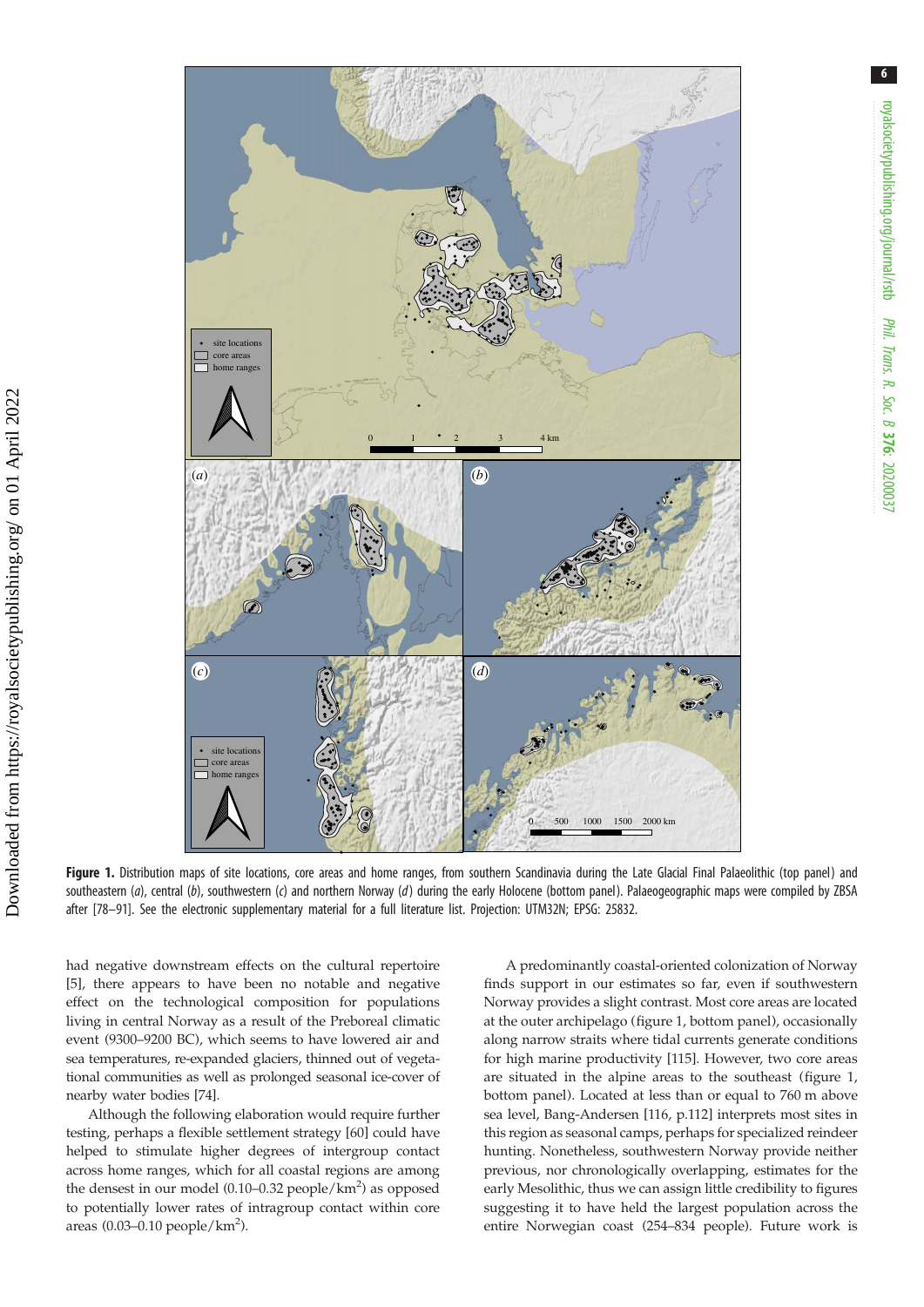**Figure 1.** Distribution maps of site locations, core areas and home ranges, from southern Scandinavia during the Late Glacial Final Palaeolithic (top panel) and southeastern (*a*), central (*b*), southwestern (*c*) and northern Norway (*d*) during the early Holocene (bottom panel). Palaeogeographic maps were compiled by ZBSA after [78–91]. See the electronic supplementary material for a full literature list. Projection: UTM32N; EPSG: 25832.

had negative downstream effects on the cultural repertoire [5], there appears to have been no notable and negative effect on the technological composition for populations living in central Norway as a result of the Preboreal climatic event (9300–9200 BC), which seems to have lowered air and sea temperatures, re-expanded glaciers, thinned out of vegetational communities as well as prolonged seasonal ice-cover of nearby water bodies [74].

Although the following elaboration would require further testing, perhaps a flexible settlement strategy [60] could have helped to stimulate higher degrees of intergroup contact across home ranges, which for all coastal regions are among the densest in our model (0.10–0.32 people/km$^2$) as opposed to potentially lower rates of intragroup contact within core areas (0.03–0.10 people/km$^2$).

A predominantly coastal-oriented colonization of Norway finds support in our estimates so far, even if southwestern Norway provides a slight contrast. Most core areas are located at the outer archipelago (figure 1, bottom panel), occasionally along narrow straits where tidal currents generate conditions for high marine productivity [115]. However, two core areas are situated in the alpine areas to the southeast (figure 1, bottom panel). Located at less than or equal to 760 m above sea level, Bang-Andersen [116, p.112] interprets most sites in this region as seasonal camps, perhaps for specialized reindeer hunting. Nonetheless, southwestern Norway provide neither previous, nor chronologically overlapping, estimates for the early Mesolithic, thus we can assign little credibility to figures suggesting it to have held the largest population across the entire Norwegian coast (254–834 people). Future work is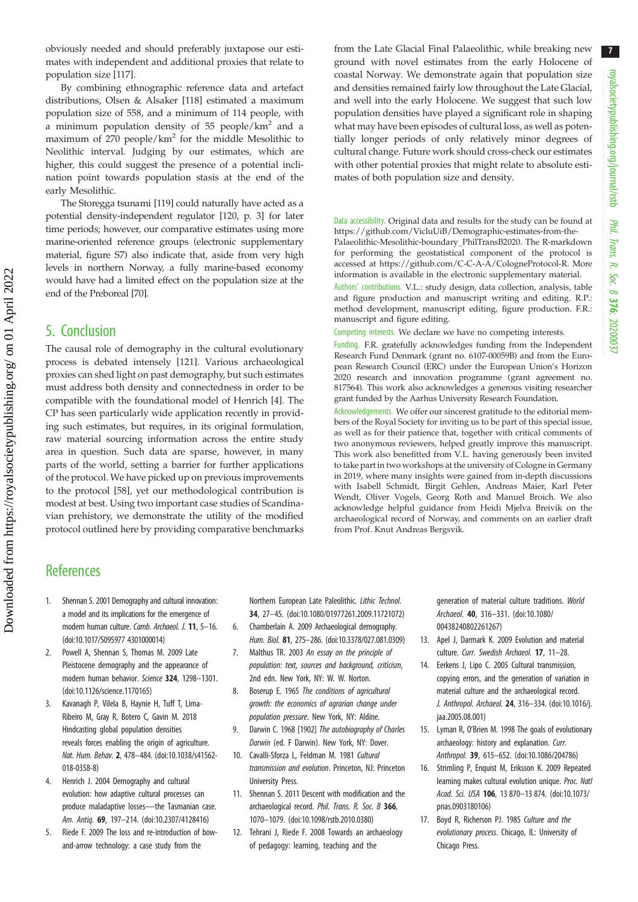obviously needed and should preferably juxtapose our estimates with independent and additional proxies that relate to population size [117].

By combining ethnographic reference data and artefact distributions, Olsen & Alsaker [118] estimated a maximum population size of 558, and a minimum of 114 people, with a minimum population density of 55 people/km$^2$ and a maximum of 270 people/km$^2$ for the middle Mesolithic to Neolithic interval. Judging by our estimates, which are higher, this could suggest the presence of a potential inclination point towards population stasis at the end of the early Mesolithic.

The Storegga tsunami [119] could naturally have acted as a potential density-independent regulator [120, p. 3] for later time periods; however, our comparative estimates using more marine-oriented reference groups (electronic supplementary material, figure S7) also indicate that, aside from very high levels in northern Norway, a fully marine-based economy would have had a limited effect on the population size at the end of the Preboreal [70].

## 5. Conclusion

The causal role of demography in the cultural evolutionary process is debated intensely [121]. Various archaeological proxies can shed light on past demography, but such estimates must address both density and connectedness in order to be compatible with the foundational model of Henrich [4]. The CP has seen particularly wide application recently in providing such estimates, but requires, in its original formulation, raw material sourcing information across the entire study area in question. Such data are sparse, however, in many parts of the world, setting a barrier for further applications of the protocol. We have picked up on previous improvements to the protocol [58], yet our methodological contribution is modest at best. Using two important case studies of Scandinavian prehistory, we demonstrate the utility of the modified protocol outlined here by providing comparative benchmarks from the Late Glacial Final Palaeolithic, while breaking new ground with novel estimates from the early Holocene of coastal Norway. We demonstrate again that population size and densities remained fairly low throughout the Late Glacial, and well into the early Holocene. We suggest that such low population densities have played a significant role in shaping what may have been episodes of cultural loss, as well as potentially longer periods of only relatively minor degrees of cultural change. Future work should cross-check our estimates with other potential proxies that might relate to absolute estimates of both population size and density.

Data accessibility. Original data and results for the study can be found at https://github.com/VicluUiB/Demographic-estimates-from-the-Palaeolithic-Mesolithic-boundary_PhilTransB2020. The R-markdown for performing the geostatistical component of the protocol is accessed at https://github.com/C-C-A-A/CologneProtocol-R. More information is available in the electronic supplementary material.

Authors' contributions. V.L.: study design, data collection, analysis, table and figure production and manuscript writing and editing. R.P.: method development, manuscript editing, figure production. F.R.: manuscript and figure editing.

Competing interests. We declare we have no competing interests.

Funding. F.R. gratefully acknowledges funding from the Independent Research Fund Denmark (grant no. 6107-00059B) and from the European Research Council (ERC) under the European Union's Horizon 2020 research and innovation programme (grant agreement no. 817564). This work also acknowledges a generous visiting researcher grant funded by the Aarhus University Research Foundation.

Acknowledgements. We offer our sincerest gratitude to the editorial members of the Royal Society for inviting us to be part of this special issue, as well as for their patience that, together with critical comments of two anonymous reviewers, helped greatly improve this manuscript. This work also benefitted from V.L. having generously been invited to take part in two workshops at the university of Cologne in Germany in 2019, where many insights were gained from in-depth discussions with Isabell Schmidt, Birgit Gehlen, Andreas Maier, Karl Peter Wendt, Oliver Vogels, Georg Roth and Manuel Broich. We also acknowledge helpful guidance from Heidi Mjelva Breivik on the archaeological record of Norway, and comments on an earlier draft from Prof. Knut Andreas Bergsvik.

## References

1. Shennan S. 2001 Demography and cultural innovation: a model and its implications for the emergence of modern human culture. *Camb. Archaeol. J.* **11**, 5–16. (doi:10.1017/S095977 4301000014)
2. Powell A, Shennan S, Thomas M. 2009 Late Pleistocene demography and the appearance of modern human behavior. *Science* **324**, 1298–1301. (doi:10.1126/science.1170165)
3. Kavanagh P, Vilela B, Haynie H, Tuff T, Lima-Ribeiro M, Gray R, Botero C, Gavin M. 2018 Hindcasting global population densities reveals forces enabling the origin of agriculture. *Nat. Hum. Behav.* **2**, 478–484. (doi:10.1038/s41562-018-0358-8)
4. Henrich J. 2004 Demography and cultural evolution: how adaptive cultural processes can produce maladaptive losses—the Tasmanian case. *Am. Antiq.* **69**, 197–214. (doi:10.2307/4128416)
5. Riede F. 2009 The loss and re-introduction of bow-and-arrow technology: a case study from the Northern European Late Paleolithic. *Lithic Technol.* **34**, 27–45. (doi:10.1080/01977261.2009.11721072)
6. Chamberlain A. 2009 Archaeological demography. *Hum. Biol.* **81**, 275–286. (doi:10.3378/027.081.0309)
7. Malthus TR. 2003 *An essay on the principle of population: text, sources and background, criticism*, 2nd edn. New York, NY: W. W. Norton.
8. Boserup E. 1965 *The conditions of agricultural growth: the economics of agrarian change under population pressure*. New York, NY: Aldine.
9. Darwin C. 1968 [1902] *The autobiography of Charles Darwin* (ed. F Darwin). New York, NY: Dover.
10. Cavalli-Sforza L, Feldman M. 1981 *Cultural transmission and evolution*. Princeton, NJ: Princeton University Press.
11. Shennan S. 2011 Descent with modification and the archaeological record. *Phil. Trans. R. Soc. B* **366**, 1070–1079. (doi:10.1098/rstb.2010.0380)
12. Tehrani J, Riede F. 2008 Towards an archaeology of pedagogy: learning, teaching and the generation of material culture traditions. *World Archaeol.* **40**, 316–331. (doi:10.1080/00438240802261267)
13. Apel J, Darmark K. 2009 Evolution and material culture. *Curr. Swedish Archaeol.* **17**, 11–28.
14. Eerkens J, Lipo C. 2005 Cultural transmission, copying errors, and the generation of variation in material culture and the archaeological record. *J. Anthropol. Archaeol.* **24**, 316–334. (doi:10.1016/j.jaa.2005.08.001)
15. Lyman R, O'Brien M. 1998 The goals of evolutionary archaeology: history and explanation. *Curr. Anthropol.* **39**, 615–652. (doi:10.1086/204786)
16. Strimling P, Enquist M, Eriksson K. 2009 Repeated learning makes cultural evolution unique. *Proc. Natl Acad. Sci. USA* **106**, 13 870–13 874. (doi:10.1073/pnas.0903180106)
17. Boyd R, Richerson PJ. 1985 *Culture and the evolutionary process*. Chicago, IL: University of Chicago Press.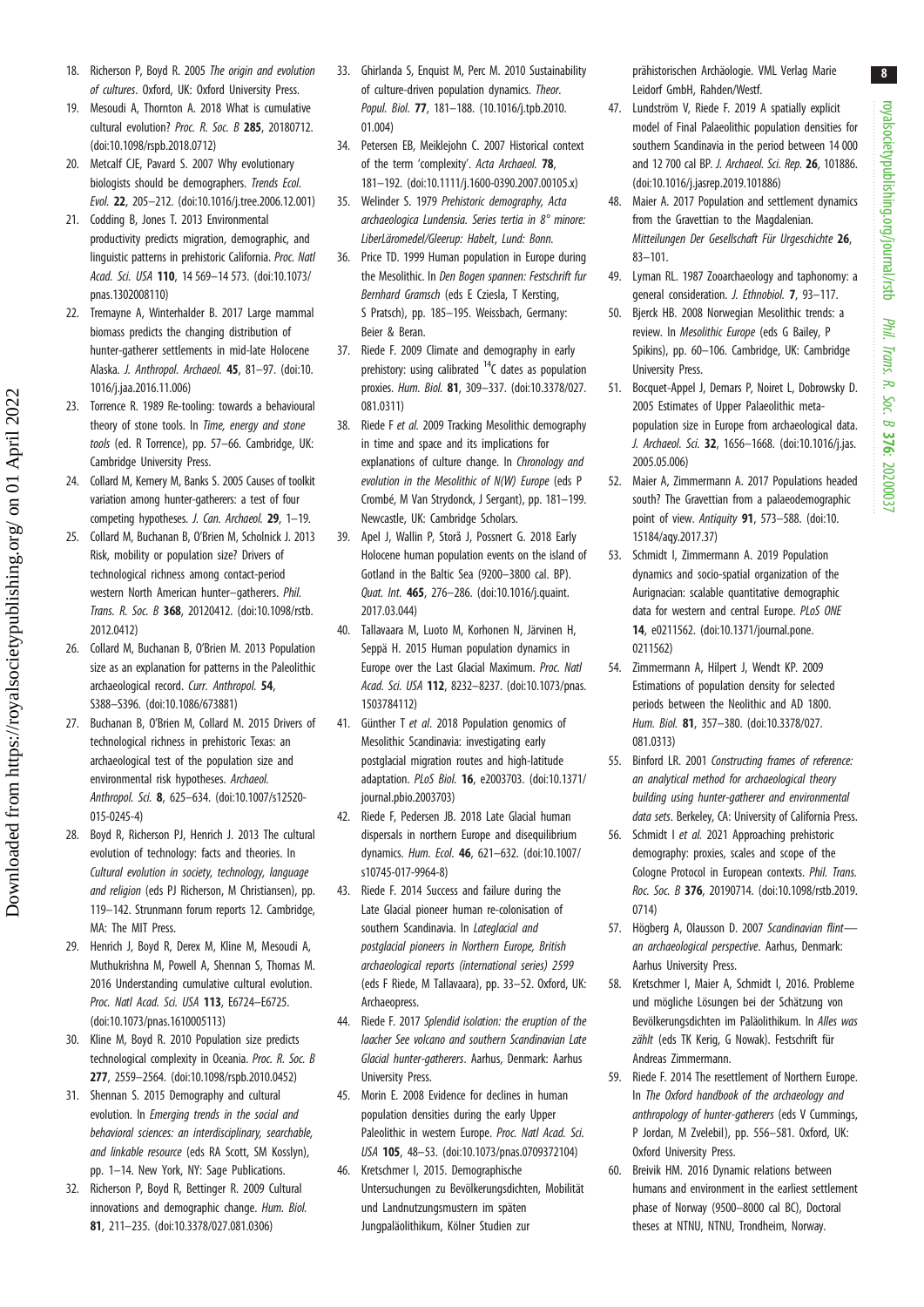18. Richerson P, Boyd R. 2005 *The origin and evolution of cultures*. Oxford, UK: Oxford University Press.
19. Mesoudi A, Thornton A. 2018 What is cumulative cultural evolution? *Proc. R. Soc. B* **285**, 20180712. (doi:10.1098/rspb.2018.0712)
20. Metcalf CJE, Pavard S. 2007 Why evolutionary biologists should be demographers. *Trends Ecol. Evol.* **22**, 205–212. (doi:10.1016/j.tree.2006.12.001)
21. Codding B, Jones T. 2013 Environmental productivity predicts migration, demographic, and linguistic patterns in prehistoric California. *Proc. Natl Acad. Sci. USA* **110**, 14 569–14 573. (doi:10.1073/pnas.1302008110)
22. Tremayne A, Winterhalder B. 2017 Large mammal biomass predicts the changing distribution of hunter-gatherer settlements in mid-late Holocene Alaska. *J. Anthropol. Archaeol.* **45**, 81–97. (doi:10.1016/j.jaa.2016.11.006)
23. Torrence R. 1989 Re-tooling: towards a behavioural theory of stone tools. In *Time, energy and stone tools* (ed. R Torrence), pp. 57–66. Cambridge, UK: Cambridge University Press.
24. Collard M, Kemery M, Banks S. 2005 Causes of toolkit variation among hunter-gatherers: a test of four competing hypotheses. *J. Can. Archaeol.* **29**, 1–19.
25. Collard M, Buchanan B, O'Brien M, Scholnick J. 2013 Risk, mobility or population size? Drivers of technological richness among contact-period western North American hunter–gatherers. *Phil. Trans. R. Soc. B* **368**, 20120412. (doi:10.1098/rstb.2012.0412)
26. Collard M, Buchanan B, O'Brien M. 2013 Population size as an explanation for patterns in the Paleolithic archaeological record. *Curr. Anthropol.* **54**, S388–S396. (doi:10.1086/673881)
27. Buchanan B, O'Brien M, Collard M. 2015 Drivers of technological richness in prehistoric Texas: an archaeological test of the population size and environmental risk hypotheses. *Archaeol. Anthropol. Sci.* **8**, 625–634. (doi:10.1007/s12520-015-0245-4)
28. Boyd R, Richerson PJ, Henrich J. 2013 The cultural evolution of technology: facts and theories. In *Cultural evolution in society, technology, language and religion* (eds PJ Richerson, M Christiansen), pp. 119–142. Strunmann forum reports 12. Cambridge, MA: The MIT Press.
29. Henrich J, Boyd R, Derex M, Kline M, Mesoudi A, Muthukrishna M, Powell A, Shennan S, Thomas M. 2016 Understanding cumulative cultural evolution. *Proc. Natl Acad. Sci. USA* **113**, E6724–E6725. (doi:10.1073/pnas.1610005113)
30. Kline M, Boyd R. 2010 Population size predicts technological complexity in Oceania. *Proc. R. Soc. B* **277**, 2559–2564. (doi:10.1098/rspb.2010.0452)
31. Shennan S. 2015 Demography and cultural evolution. In *Emerging trends in the social and behavioral sciences: an interdisciplinary, searchable, and linkable resource* (eds RA Scott, SM Kosslyn), pp. 1–14. New York, NY: Sage Publications.
32. Richerson P, Boyd R, Bettinger R. 2009 Cultural innovations and demographic change. *Hum. Biol.* **81**, 211–235. (doi:10.3378/027.081.0306)
33. Ghirlanda S, Enquist M, Perc M. 2010 Sustainability of culture-driven population dynamics. *Theor. Popul. Biol.* **77**, 181–188. (10.1016/j.tpb.2010.01.004)
34. Petersen EB, Meiklejohn C. 2007 Historical context of the term 'complexity'. *Acta Archaeol.* **78**, 181–192. (doi:10.1111/j.1600-0390.2007.00105.x)
35. Welinder S. 1979 *Prehistoric demography, Acta archaeologica Lundensia. Series tertia in 8° minore: LiberLäromedel/Gleerup: Habelt, Lund: Bonn.*
36. Price TD. 1999 Human population in Europe during the Mesolithic. In *Den Bogen spannen: Festschrift fur Bernhard Gramsch* (eds E Cziesla, T Kersting, S Pratsch), pp. 185–195. Weissbach, Germany: Beier & Beran.
37. Riede F. 2009 Climate and demography in early prehistory: using calibrated $^{14}$C dates as population proxies. *Hum. Biol.* **81**, 309–337. (doi:10.3378/027.081.0311)
38. Riede F *et al.* 2009 Tracking Mesolithic demography in time and space and its implications for explanations of culture change. In *Chronology and evolution in the Mesolithic of N(W) Europe* (eds P Crombé, M Van Strydonck, J Sergant), pp. 181–199. Newcastle, UK: Cambridge Scholars.
39. Apel J, Wallin P, Storå J, Possnert G. 2018 Early Holocene human population events on the island of Gotland in the Baltic Sea (9200–3800 cal. BP). *Quat. Int.* **465**, 276–286. (doi:10.1016/j.quaint.2017.03.044)
40. Tallavaara M, Luoto M, Korhonen N, Järvinen H, Seppä H. 2015 Human population dynamics in Europe over the Last Glacial Maximum. *Proc. Natl Acad. Sci. USA* **112**, 8232–8237. (doi:10.1073/pnas.1503784112)
41. Günther T *et al.* 2018 Population genomics of Mesolithic Scandinavia: investigating early postglacial migration routes and high-latitude adaptation. *PLoS Biol.* **16**, e2003703. (doi:10.1371/journal.pbio.2003703)
42. Riede F, Pedersen JB. 2018 Late Glacial human dispersals in northern Europe and disequilibrium dynamics. *Hum. Ecol.* **46**, 621–632. (doi:10.1007/s10745-017-9964-8)
43. Riede F. 2014 Success and failure during the Late Glacial pioneer human re-colonisation of southern Scandinavia. In *Lateglacial and postglacial pioneers in Northern Europe, British archaeological reports (international series) 2599* (eds F Riede, M Tallavaara), pp. 33–52. Oxford, UK: Archaeopress.
44. Riede F. 2017 *Splendid isolation: the eruption of the laacher See volcano and southern Scandinavian Late Glacial hunter-gatherers*. Aarhus, Denmark: Aarhus University Press.
45. Morin E. 2008 Evidence for declines in human population densities during the early Upper Paleolithic in western Europe. *Proc. Natl Acad. Sci. USA* **105**, 48–53. (doi:10.1073/pnas.0709372104)
46. Kretschmer I, 2015. Demographische Untersuchungen zu Bevölkerungsdichten, Mobilität und Landnutzungsmustern im späten Jungpaläolithikum, Kölner Studien zur prähistorischen Archäologie. VML Verlag Marie Leidorf GmbH, Rahden/Westf.
47. Lundström V, Riede F. 2019 A spatially explicit model of Final Palaeolithic population densities for southern Scandinavia in the period between 14 000 and 12 700 cal BP. *J. Archaeol. Sci. Rep.* **26**, 101886. (doi:10.1016/j.jasrep.2019.101886)
48. Maier A. 2017 Population and settlement dynamics from the Gravettian to the Magdalenian. *Mitteilungen Der Gesellschaft Für Urgeschichte* **26**, 83–101.
49. Lyman RL. 1987 Zooarchaeology and taphonomy: a general consideration. *J. Ethnobiol.* **7**, 93–117.
50. Bjerck HB. 2008 Norwegian Mesolithic trends: a review. In *Mesolithic Europe* (eds G Bailey, P Spikins), pp. 60–106. Cambridge, UK: Cambridge University Press.
51. Bocquet-Appel J, Demars P, Noiret L, Dobrowsky D. 2005 Estimates of Upper Palaeolithic meta-population size in Europe from archaeological data. *J. Archaeol. Sci.* **32**, 1656–1668. (doi:10.1016/j.jas.2005.05.006)
52. Maier A, Zimmermann A. 2017 Populations headed south? The Gravettian from a palaeodemographic point of view. *Antiquity* **91**, 573–588. (doi:10.15184/aqy.2017.37)
53. Schmidt I, Zimmermann A. 2019 Population dynamics and socio-spatial organization of the Aurignacian: scalable quantitative demographic data for western and central Europe. *PLoS ONE* **14**, e0211562. (doi:10.1371/journal.pone.0211562)
54. Zimmermann A, Hilpert J, Wendt KP. 2009 Estimations of population density for selected periods between the Neolithic and AD 1800. *Hum. Biol.* **81**, 357–380. (doi:10.3378/027.081.0313)
55. Binford LR. 2001 *Constructing frames of reference: an analytical method for archaeological theory building using hunter-gatherer and environmental data sets*. Berkeley, CA: University of California Press.
56. Schmidt I *et al.* 2021 Approaching prehistoric demography: proxies, scales and scope of the Cologne Protocol in European contexts. *Phil. Trans. Roc. Soc. B* **376**, 20190714. (doi:10.1098/rstb.2019.0714)
57. Högberg A, Olausson D. 2007 *Scandinavian flint—an archaeological perspective*. Aarhus, Denmark: Aarhus University Press.
58. Kretschmer I, Maier A, Schmidt I, 2016. Probleme und mögliche Lösungen bei der Schätzung von Bevölkerungsdichten im Paläolithikum. In *Alles was zählt* (eds TK Kerig, G Nowak). Festschrift für Andreas Zimmermann.
59. Riede F. 2014 The resettlement of Northern Europe. In *The Oxford handbook of the archaeology and anthropology of hunter-gatherers* (eds V Cummings, P Jordan, M Zvelebil), pp. 556–581. Oxford, UK: Oxford University Press.
60. Breivik HM. 2016 Dynamic relations between humans and environment in the earliest settlement phase of Norway (9500–8000 cal BC), Doctoral theses at NTNU, NTNU, Trondheim, Norway.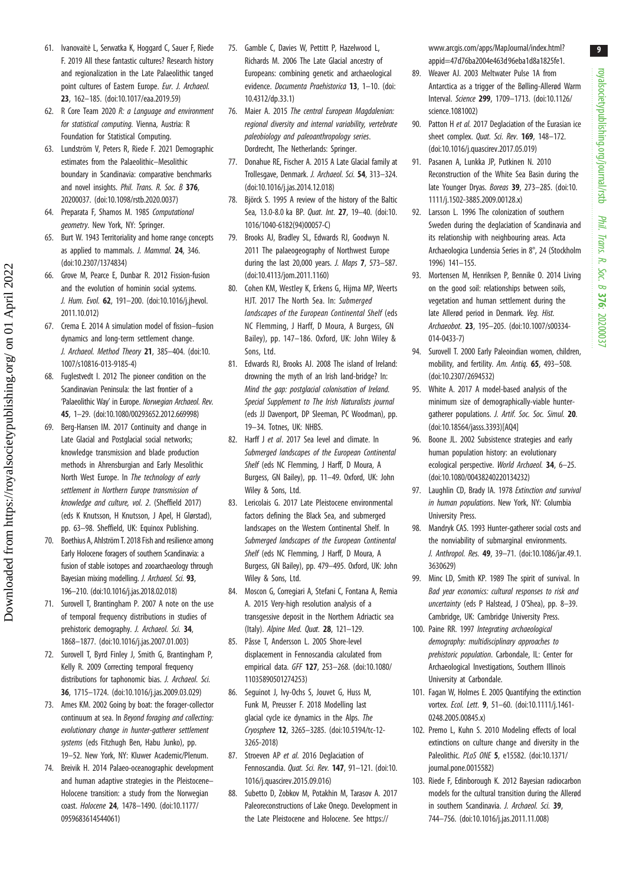61. Ivanovaitė L, Serwatka K, Hoggard C, Sauer F, Riede F. 2019 All these fantastic cultures? Research history and regionalization in the Late Palaeolithic tanged point cultures of Eastern Europe. *Eur. J. Archaeol.* **23**, 162–185. (doi:10.1017/eaa.2019.59)
62. R Core Team 2020 *R: a Language and environment for statistical computing*. Vienna, Austria: R Foundation for Statistical Computing.
63. Lundström V, Peters R, Riede F. 2021 Demographic estimates from the Palaeolithic–Mesolithic boundary in Scandinavia: comparative benchmarks and novel insights. *Phil. Trans. R. Soc. B* **376**, 20200037. (doi:10.1098/rstb.2020.0037)
64. Preparata F, Shamos M. 1985 *Computational geometry*. New York, NY: Springer.
65. Burt W. 1943 Territoriality and home range concepts as applied to mammals. *J. Mammal.* **24**, 346. (doi:10.2307/1374834)
66. Grove M, Pearce E, Dunbar R. 2012 Fission-fusion and the evolution of hominin social systems. *J. Hum. Evol.* **62**, 191–200. (doi:10.1016/j.jhevol.2011.10.012)
67. Crema E. 2014 A simulation model of fission–fusion dynamics and long-term settlement change. *J. Archaeol. Method Theory* **21**, 385–404. (doi:10.1007/s10816-013-9185-4)
68. Fuglestvedt I. 2012 The pioneer condition on the Scandinavian Peninsula: the last frontier of a 'Palaeolithic Way' in Europe. *Norwegian Archaeol. Rev.* **45**, 1–29. (doi:10.1080/00293652.2012.669998)
69. Berg-Hansen IM. 2017 Continuity and change in Late Glacial and Postglacial social networks; knowledge transmission and blade production methods in Ahrensburgian and Early Mesolithic North West Europe. In *The technology of early settlement in Northern Europe transmission of knowledge and culture, vol. 2*. (Sheffield 2017) (eds K Knutsson, H Knutsson, J Apel, H Glørstad), pp. 63–98. Sheffield, UK: Equinox Publishing.
70. Boethius A, Ahlström T. 2018 Fish and resilience among Early Holocene foragers of southern Scandinavia: a fusion of stable isotopes and zooarchaeology through Bayesian mixing modelling. *J. Archaeol. Sci.* **93**, 196–210. (doi:10.1016/j.jas.2018.02.018)
71. Surovell T, Brantingham P. 2007 A note on the use of temporal frequency distributions in studies of prehistoric demography. *J. Archaeol. Sci.* **34**, 1868–1877. (doi:10.1016/j.jas.2007.01.003)
72. Surovell T, Byrd Finley J, Smith G, Brantingham P, Kelly R. 2009 Correcting temporal frequency distributions for taphonomic bias. *J. Archaeol. Sci.* **36**, 1715–1724. (doi:10.1016/j.jas.2009.03.029)
73. Ames KM. 2002 Going by boat: the forager-collector continuum at sea. In *Beyond foraging and collecting: evolutionary change in hunter-gatherer settlement systems* (eds Fitzhugh Ben, Habu Junko), pp. 19–52. New York, NY: Kluwer Academic/Plenum.
74. Breivik H. 2014 Palaeo-oceanographic development and human adaptive strategies in the Pleistocene–Holocene transition: a study from the Norwegian coast. *Holocene* **24**, 1478–1490. (doi:10.1177/0959683614544061)
75. Gamble C, Davies W, Pettitt P, Hazelwood L, Richards M. 2006 The Late Glacial ancestry of Europeans: combining genetic and archaeological evidence. *Documenta Praehistorica* **13**, 1–10. (doi:10.4312/dp.33.1)
76. Maier A. 2015 *The central European Magdalenian: regional diversity and internal variability, vertebrate paleobiology and paleoanthropology series*. Dordrecht, The Netherlands: Springer.
77. Donahue RE, Fischer A. 2015 A Late Glacial family at Trollesgave, Denmark. *J. Archaeol. Sci.* **54**, 313–324. (doi:10.1016/j.jas.2014.12.018)
78. Björck S. 1995 A review of the history of the Baltic Sea, 13.0-8.0 ka BP. *Quat. Int.* **27**, 19–40. (doi:10.1016/1040-6182(94)00057-C)
79. Brooks AJ, Bradley SL, Edwards RJ, Goodwyn N. 2011 The palaeogeography of Northwest Europe during the last 20,000 years. *J. Maps* **7**, 573–587. (doi:10.4113/jom.2011.1160)
80. Cohen KM, Westley K, Erkens G, Hijma MP, Weerts HJT. 2017 The North Sea. In: *Submerged landscapes of the European Continental Shelf* (eds NC Flemming, J Harff, D Moura, A Burgess, GN Bailey), pp. 147–186. Oxford, UK: John Wiley & Sons, Ltd.
81. Edwards RJ, Brooks AJ. 2008 The island of Ireland: drowning the myth of an Irish land-bridge? In: *Mind the gap: postglacial colonisation of Ireland. Special Supplement to The Irish Naturalists journal* (eds JJ Davenport, DP Sleeman, PC Woodman), pp. 19–34. Totnes, UK: NHBS.
82. Harff J *et al*. 2017 Sea level and climate. In *Submerged landscapes of the European Continental Shelf* (eds NC Flemming, J Harff, D Moura, A Burgess, GN Bailey), pp. 11–49. Oxford, UK: John Wiley & Sons, Ltd.
83. Lericolais G. 2017 Late Pleistocene environmental factors defining the Black Sea, and submerged landscapes on the Western Continental Shelf. In *Submerged landscapes of the European Continental Shelf* (eds NC Flemming, J Harff, D Moura, A Burgess, GN Bailey), pp. 479–495. Oxford, UK: John Wiley & Sons, Ltd.
84. Moscon G, Correggiari A, Stefani C, Fontana A, Remia A. 2015 Very-high resolution analysis of a transgressive deposit in the Northern Adriactic sea (Italy). *Alpine Med. Quat.* **28**, 121–129.
85. Påsse T, Andersson L. 2005 Shore-level displacement in Fennoscandia calculated from empirical data. *GFF* **127**, 253–268. (doi:10.1080/11035890501274253)
86. Seguinot J, Ivy-Ochs S, Jouvet G, Huss M, Funk M, Preusser F. 2018 Modelling last glacial cycle ice dynamics in the Alps. *The Cryosphere* **12**, 3265–3285. (doi:10.5194/tc-12-3265-2018)
87. Stroeven AP *et al*. 2016 Deglaciation of Fennoscandia. *Quat. Sci. Rev.* **147**, 91–121. (doi:10.1016/j.quascirev.2015.09.016)
88. Subetto D, Zobkov M, Potakhin M, Tarasov A. 2017 Paleoreconstructions of Lake Onego. Development in the Late Pleistocene and Holocene. See https://www.arcgis.com/apps/MapJournal/index.html?appid=47d76ba2004e463d96eba1d8a1825fe1.
89. Weaver AJ. 2003 Meltwater Pulse 1A from Antarctica as a trigger of the Bølling-Allerød Warm Interval. *Science* **299**, 1709–1713. (doi:10.1126/science.1081002)
90. Patton H *et al*. 2017 Deglaciation of the Eurasian ice sheet complex. *Quat. Sci. Rev.* **169**, 148–172. (doi:10.1016/j.quascirev.2017.05.019)
91. Pasanen A, Lunkka JP, Putkinen N. 2010 Reconstruction of the White Sea Basin during the late Younger Dryas. *Boreas* **39**, 273–285. (doi:10.1111/j.1502-3885.2009.00128.x)
92. Larsson L. 1996 The colonization of southern Sweden during the deglaciation of Scandinavia and its relationship with neighbouring areas. Acta Archaeologica Lundensia Series in 8°, 24 (Stockholm 1996) 141–155.
93. Mortensen M, Henriksen P, Bennike O. 2014 Living on the good soil: relationships between soils, vegetation and human settlement during the late Allerød period in Denmark. *Veg. Hist. Archaeobot.* **23**, 195–205. (doi:10.1007/s00334-014-0433-7)
94. Surovell T. 2000 Early Paleoindian women, children, mobility, and fertility. *Am. Antiq.* **65**, 493–508. (doi:10.2307/2694532)
95. White A. 2017 A model-based analysis of the minimum size of demographically-viable hunter-gatherer populations. *J. Artif. Soc. Soc. Simul.* **20**. (doi:10.18564/jasss.3393)[AQ4]
96. Boone JL. 2002 Subsistence strategies and early human population history: an evolutionary ecological perspective. *World Archaeol.* **34**, 6–25. (doi:10.1080/00438240220134232)
97. Laughlin CD, Brady IA. 1978 *Extinction and survival in human populations*. New York, NY: Columbia University Press.
98. Mandryk CAS. 1993 Hunter-gatherer social costs and the nonviability of submarginal environments. *J. Anthropol. Res.* **49**, 39–71. (doi:10.1086/jar.49.1.3630629)
99. Minc LD, Smith KP. 1989 The spirit of survival. In *Bad year economics: cultural responses to risk and uncertainty* (eds P Halstead, J O'Shea), pp. 8–39. Cambridge, UK: Cambridge University Press.
100. Paine RR. 1997 *Integrating archaeological demography: multidisciplinary approaches to prehistoric population*. Carbondale, IL: Center for Archaeological Investigations, Southern Illinois University at Carbondale.
101. Fagan W, Holmes E. 2005 Quantifying the extinction vortex. *Ecol. Lett.* **9**, 51–60. (doi:10.1111/j.1461-0248.2005.00845.x)
102. Premo L, Kuhn S. 2010 Modeling effects of local extinctions on culture change and diversity in the Paleolithic. *PLoS ONE* **5**, e15582. (doi:10.1371/journal.pone.0015582)
103. Riede F, Edinborough K. 2012 Bayesian radiocarbon models for the cultural transition during the Allerød in southern Scandinavia. *J. Archaeol. Sci.* **39**, 744–756. (doi:10.1016/j.jas.2011.11.008)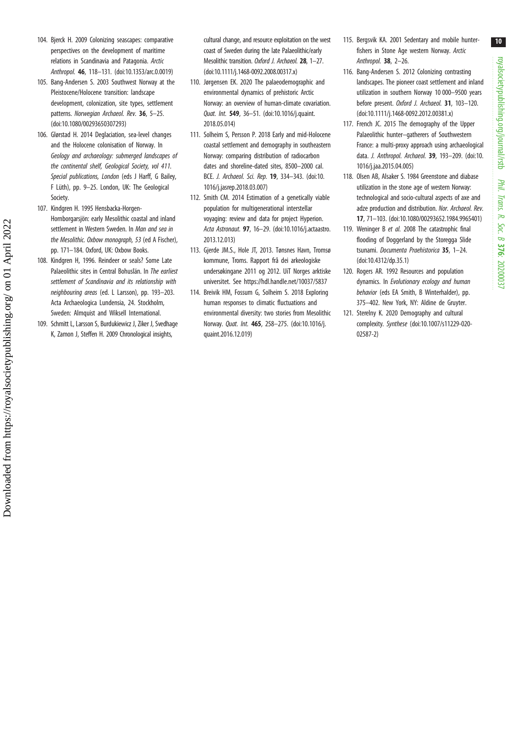104. Bjerck H. 2009 Colonizing seascapes: comparative perspectives on the development of maritime relations in Scandinavia and Patagonia. *Arctic Anthropol.* **46**, 118–131. (doi:10.1353/arc.0.0019)
105. Bang-Andersen S. 2003 Southwest Norway at the Pleistocene/Holocene transition: landscape development, colonization, site types, settlement patterns. *Norwegian Archaeol. Rev.* **36**, 5–25. (doi:10.1080/00293650307293)
106. Glørstad H. 2014 Deglaciation, sea-level changes and the Holocene colonisation of Norway. In *Geology and archaeology: submerged landscapes of the continental shelf, Geological Society, vol 411. Special publications, London* (eds J Harff, G Bailey, F Lüth), pp. 9–25. London, UK: The Geological Society.
107. Kindgren H. 1995 Hensbacka-Horgen-Hornborgarsjön: early Mesolithic coastal and inland settlement in Western Sweden. In *Man and sea in the Mesolithic. Oxbow monograph, 53* (ed A Fischer), pp. 171–184. Oxford, UK: Oxbow Books.
108. Kindgren H, 1996. Reindeer or seals? Some Late Palaeolithic sites in Central Bohuslän. In *The earliest settlement of Scandinavia and its relationship with neighbouring areas* (ed. L Larsson), pp. 193–203. Acta Archaeologica Lundensia, 24. Stockholm, Sweden: Almquist and Wiksell International.
109. Schmitt L, Larsson S, Burdukiewicz J, Ziker J, Svedhage K, Zamon J, Steffen H. 2009 Chronological insights, cultural change, and resource exploitation on the west coast of Sweden during the late Palaeolithic/early Mesolithic transition. *Oxford J. Archaeol.* **28**, 1–27. (doi:10.1111/j.1468-0092.2008.00317.x)
110. Jørgensen EK. 2020 The palaeodemographic and environmental dynamics of prehistoric Arctic Norway: an overview of human-climate covariation. *Quat. Int.* **549**, 36–51. (doi:10.1016/j.quaint.2018.05.014)
111. Solheim S, Persson P. 2018 Early and mid-Holocene coastal settlement and demography in southeastern Norway: comparing distribution of radiocarbon dates and shoreline-dated sites, 8500–2000 cal. BCE. *J. Archaeol. Sci. Rep.* **19**, 334–343. (doi:10.1016/j.jasrep.2018.03.007)
112. Smith CM. 2014 Estimation of a genetically viable population for multigenerational interstellar voyaging: review and data for project Hyperion. *Acta Astronaut.* **97**, 16–29. (doi:10.1016/j.actaastro.2013.12.013)
113. Gjerde JM.S., Hole JT, 2013. Tønsnes Havn, Tromsø kommune, Troms. Rapport frå dei arkeologiske undersøkingane 2011 og 2012. UiT Norges arktiske universitet. See https://hdl.handle.net/10037/5837
114. Breivik HM, Fossum G, Solheim S. 2018 Exploring human responses to climatic fluctuations and environmental diversity: two stories from Mesolithic Norway. *Quat. Int.* **465**, 258–275. (doi:10.1016/j.quaint.2016.12.019)
115. Bergsvik KA. 2001 Sedentary and mobile hunter-fishers in Stone Age western Norway. *Arctic Anthropol.* **38**, 2–26.
116. Bang-Andersen S. 2012 Colonizing contrasting landscapes. The pioneer coast settlement and inland utilization in southern Norway 10 000–9500 years before present. *Oxford J. Archaeol.* **31**, 103–120. (doi:10.1111/j.1468-0092.2012.00381.x)
117. French JC. 2015 The demography of the Upper Palaeolithic hunter–gatherers of Southwestern France: a multi-proxy approach using archaeological data. *J. Anthropol. Archaeol.* **39**, 193–209. (doi:10.1016/j.jaa.2015.04.005)
118. Olsen AB, Alsaker S. 1984 Greenstone and diabase utilization in the stone age of western Norway: technological and socio-cultural aspects of axe and adze production and distribution. *Nor. Archaeol. Rev.* **17**, 71–103. (doi:10.1080/00293652.1984.9965401)
119. Weninger B *et al.* 2008 The catastrophic final flooding of Doggerland by the Storegga Slide tsunami. *Documenta Praehistorica* **35**, 1–24. (doi:10.4312/dp.35.1)
120. Rogers AR. 1992 Resources and population dynamics. In *Evolutionary ecology and human behavior* (eds EA Smith, B Winterhalder), pp. 375–402. New York, NY: Aldine de Gruyter.
121. Sterelny K. 2020 Demography and cultural complexity. *Synthese* (doi:10.1007/s11229-020-02587-2)